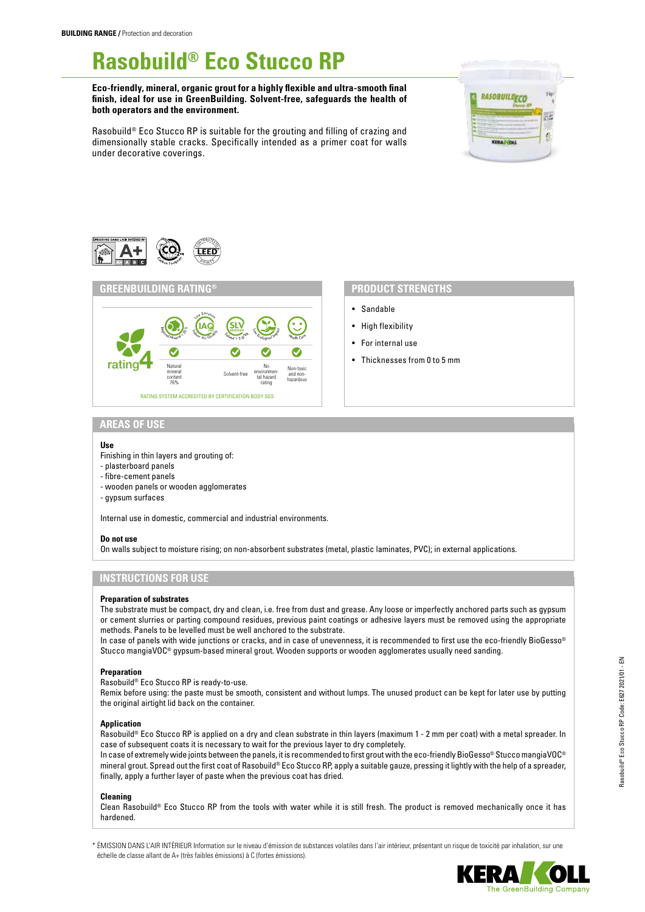**BUILDING RANGE** / Protection and decoration

# Rasobuild® Eco Stucco RP

**Eco-friendly, mineral, organic grout for a highly flexible and ultra-smooth final finish, ideal for use in GreenBuilding. Solvent-free, safeguards the health of both operators and the environment.**

Rasobuild® Eco Stucco RP is suitable for the grouting and filling of crazing and dimensionally stable cracks. Specifically intended as a primer coat for walls under decorative coverings.

## GREENBUILDING RATING®

rating 4

| Regional Mineral ≥ 30% | Low Emission IAQ VOC Indoor Air Quality | SLV Reduced Solvent ≤ 5 g/kg | Low Ecological Impact | Health Care |
|---|---|---|---|---|
| ✓ | | ✓ | ✓ | ✓ |
| Natural mineral content 76% | | Solvent-free | No environmental hazard rating | Non-toxic and non-hazardous |

RATING SYSTEM ACCREDITED BY CERTIFICATION BODY SGS

## PRODUCT STRENGTHS

- Sandable
- High flexibility
- For internal use
- Thicknesses from 0 to 5 mm

## AREAS OF USE

### Use

Finishing in thin layers and grouting of:
- plasterboard panels
- fibre-cement panels
- wooden panels or wooden agglomerates
- gypsum surfaces

Internal use in domestic, commercial and industrial environments.

### Do not use

On walls subject to moisture rising; on non-absorbent substrates (metal, plastic laminates, PVC); in external applications.

## INSTRUCTIONS FOR USE

### Preparation of substrates

The substrate must be compact, dry and clean, i.e. free from dust and grease. Any loose or imperfectly anchored parts such as gypsum or cement slurries or parting compound residues, previous paint coatings or adhesive layers must be removed using the appropriate methods. Panels to be levelled must be well anchored to the substrate.
In case of panels with wide junctions or cracks, and in case of unevenness, it is recommended to first use the eco-friendly BioGesso® Stucco mangiaVOC® gypsum-based mineral grout. Wooden supports or wooden agglomerates usually need sanding.

### Preparation

Rasobuild® Eco Stucco RP is ready-to-use.
Remix before using: the paste must be smooth, consistent and without lumps. The unused product can be kept for later use by putting the original airtight lid back on the container.

### Application

Rasobuild® Eco Stucco RP is applied on a dry and clean substrate in thin layers (maximum 1 - 2 mm per coat) with a metal spreader. In case of subsequent coats it is necessary to wait for the previous layer to dry completely.
In case of extremely wide joints between the panels, it is recommended to first grout with the eco-friendly BioGesso® Stucco mangiaVOC® mineral grout. Spread out the first coat of Rasobuild® Eco Stucco RP, apply a suitable gauze, pressing it lightly with the help of a spreader, finally, apply a further layer of paste when the previous coat has dried.

### Cleaning

Clean Rasobuild® Eco Stucco RP from the tools with water while it is still fresh. The product is removed mechanically once it has hardened.

\* ÉMISSION DANS L'AIR INTÉRIEUR Information sur le niveau d'émission de substances volatiles dans l'air intérieur, présentant un risque de toxicité par inhalation, sur une échelle de classe allant de A+ (très faibles émissions) à C (fortes émissions).

Rasobuild® Eco Stucco RP Code: E627 2021/01 - EN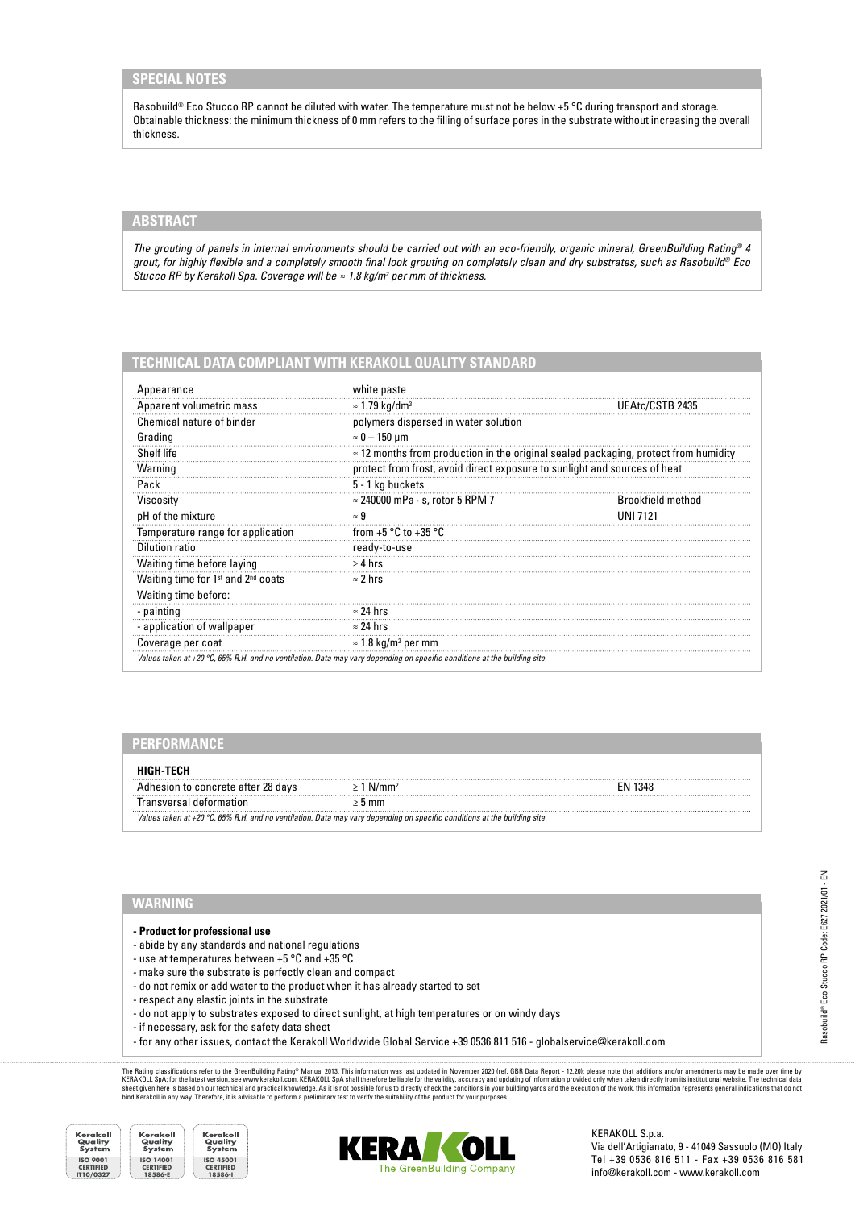## SPECIAL NOTES

Rasobuild® Eco Stucco RP cannot be diluted with water. The temperature must not be below +5 °C during transport and storage. Obtainable thickness: the minimum thickness of 0 mm refers to the filling of surface pores in the substrate without increasing the overall thickness.

## ABSTRACT

*The grouting of panels in internal environments should be carried out with an eco-friendly, organic mineral, GreenBuilding Rating® 4 grout, for highly flexible and a completely smooth final look grouting on completely clean and dry substrates, such as Rasobuild® Eco Stucco RP by Kerakoll Spa. Coverage will be ≈ 1.8 kg/m² per mm of thickness.*

## TECHNICAL DATA COMPLIANT WITH KERAKOLL QUALITY STANDARD

| | | |
|---|---|---|
| Appearance | white paste | |
| Apparent volumetric mass | ≈ 1.79 kg/dm³ | UEAtc/CSTB 2435 |
| Chemical nature of binder | polymers dispersed in water solution | |
| Grading | ≈ 0 – 150 μm | |
| Shelf life | ≈ 12 months from production in the original sealed packaging, protect from humidity | |
| Warning | protect from frost, avoid direct exposure to sunlight and sources of heat | |
| Pack | 5 - 1 kg buckets | |
| Viscosity | ≈ 240000 mPa · s, rotor 5 RPM 7 | Brookfield method |
| pH of the mixture | ≈ 9 | UNI 7121 |
| Temperature range for application | from +5 °C to +35 °C | |
| Dilution ratio | ready-to-use | |
| Waiting time before laying | ≥ 4 hrs | |
| Waiting time for 1st and 2nd coats | ≈ 2 hrs | |
| Waiting time before: | | |
| - painting | ≈ 24 hrs | |
| - application of wallpaper | ≈ 24 hrs | |
| Coverage per coat | ≈ 1.8 kg/m² per mm | |

*Values taken at +20 °C, 65% R.H. and no ventilation. Data may vary depending on specific conditions at the building site.*

## PERFORMANCE

**HIGH-TECH**

| | | |
|---|---|---|
| Adhesion to concrete after 28 days | ≥ 1 N/mm² | EN 1348 |
| Transversal deformation | ≥ 5 mm | |

*Values taken at +20 °C, 65% R.H. and no ventilation. Data may vary depending on specific conditions at the building site.*

## WARNING

- **Product for professional use**
- abide by any standards and national regulations
- use at temperatures between +5 °C and +35 °C
- make sure the substrate is perfectly clean and compact
- do not remix or add water to the product when it has already started to set
- respect any elastic joints in the substrate
- do not apply to substrates exposed to direct sunlight, at high temperatures or on windy days
- if necessary, ask for the safety data sheet
- for any other issues, contact the Kerakoll Worldwide Global Service +39 0536 811 516 - globalservice@kerakoll.com

The Rating classifications refer to the GreenBuilding Rating® Manual 2013. This information was last updated in November 2020 (ref. GBR Data Report - 12.20); please note that additions and/or amendments may be made over time by KERAKOLL SpA; for the latest version, see www.kerakoll.com. KERAKOLL SpA shall therefore be liable for the validity, accuracy and updating of information provided only when taken directly from its institutional website. The technical data sheet given here is based on our technical and practical knowledge. As it is not possible for us to directly check the conditions in your building yards and the execution of the work, this information represents general indications that do not bind Kerakoll in any way. Therefore, it is advisable to perform a preliminary test to verify the suitability of the product for your purposes.

Kerakoll Quality System ISO 9001 CERTIFIED IT10/0327

Kerakoll Quality System ISO 14001 CERTIFIED 18586-E

Kerakoll Quality System ISO 45001 CERTIFIED 18586-I

KERAKOLL The GreenBuilding Company

KERAKOLL S.p.a.
Via dell'Artigianato, 9 - 41049 Sassuolo (MO) Italy
Tel +39 0536 816 511 - Fax +39 0536 816 581
info@kerakoll.com - www.kerakoll.com

Rasobuild® Eco Stucco RP Code: E627 2021/01 - EN